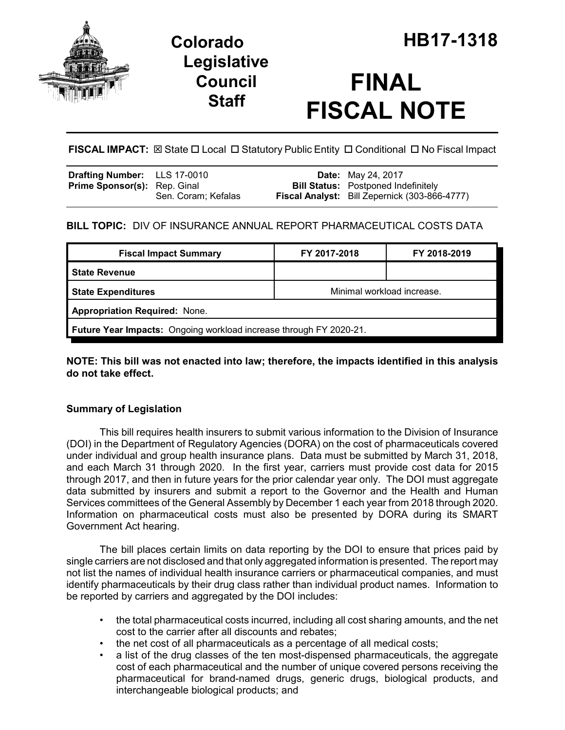# Colorado Legislative Council Staff

# HB17-1318

# FINAL FISCAL NOTE

**FISCAL IMPACT:** ☒ State ☐ Local ☐ Statutory Public Entity ☐ Conditional ☐ No Fiscal Impact

| | | | |
|---|---|---|---|
| **Drafting Number:** | LLS 17-0010 | **Date:** | May 24, 2017 |
| **Prime Sponsor(s):** | Rep. Ginal<br>Sen. Coram; Kefalas | **Bill Status:** | Postponed Indefinitely |
| | | **Fiscal Analyst:** | Bill Zepernick (303-866-4777) |

**BILL TOPIC:** DIV OF INSURANCE ANNUAL REPORT PHARMACEUTICAL COSTS DATA

| Fiscal Impact Summary | FY 2017-2018 | FY 2018-2019 |
|---|---|---|
| **State Revenue** | | |
| **State Expenditures** | Minimal workload increase. | |
| **Appropriation Required:** None. | | |
| **Future Year Impacts:** Ongoing workload increase through FY 2020-21. | | |

**NOTE: This bill was not enacted into law; therefore, the impacts identified in this analysis do not take effect.**

## Summary of Legislation

This bill requires health insurers to submit various information to the Division of Insurance (DOI) in the Department of Regulatory Agencies (DORA) on the cost of pharmaceuticals covered under individual and group health insurance plans. Data must be submitted by March 31, 2018, and each March 31 through 2020. In the first year, carriers must provide cost data for 2015 through 2017, and then in future years for the prior calendar year only. The DOI must aggregate data submitted by insurers and submit a report to the Governor and the Health and Human Services committees of the General Assembly by December 1 each year from 2018 through 2020. Information on pharmaceutical costs must also be presented by DORA during its SMART Government Act hearing.

The bill places certain limits on data reporting by the DOI to ensure that prices paid by single carriers are not disclosed and that only aggregated information is presented. The report may not list the names of individual health insurance carriers or pharmaceutical companies, and must identify pharmaceuticals by their drug class rather than individual product names. Information to be reported by carriers and aggregated by the DOI includes:

- the total pharmaceutical costs incurred, including all cost sharing amounts, and the net cost to the carrier after all discounts and rebates;
- the net cost of all pharmaceuticals as a percentage of all medical costs;
- a list of the drug classes of the ten most-dispensed pharmaceuticals, the aggregate cost of each pharmaceutical and the number of unique covered persons receiving the pharmaceutical for brand-named drugs, generic drugs, biological products, and interchangeable biological products; and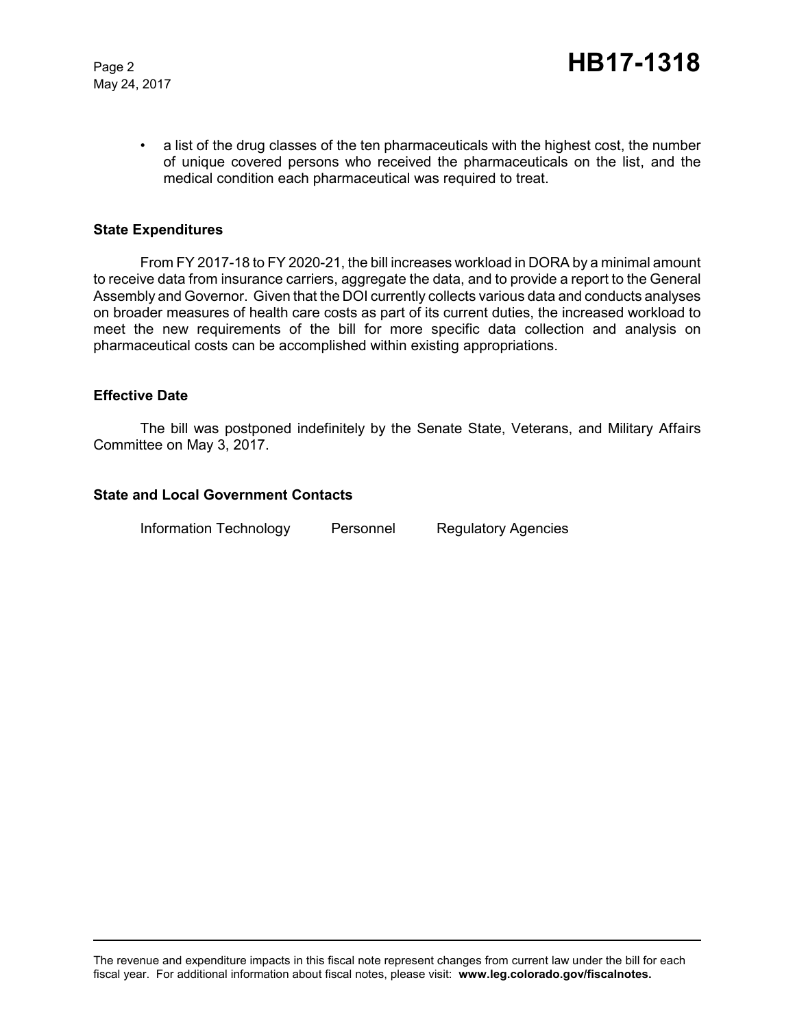- a list of the drug classes of the ten pharmaceuticals with the highest cost, the number of unique covered persons who received the pharmaceuticals on the list, and the medical condition each pharmaceutical was required to treat.

**State Expenditures**

From FY 2017-18 to FY 2020-21, the bill increases workload in DORA by a minimal amount to receive data from insurance carriers, aggregate the data, and to provide a report to the General Assembly and Governor. Given that the DOI currently collects various data and conducts analyses on broader measures of health care costs as part of its current duties, the increased workload to meet the new requirements of the bill for more specific data collection and analysis on pharmaceutical costs can be accomplished within existing appropriations.

**Effective Date**

The bill was postponed indefinitely by the Senate State, Veterans, and Military Affairs Committee on May 3, 2017.

**State and Local Government Contacts**

Information Technology    Personnel    Regulatory Agencies

The revenue and expenditure impacts in this fiscal note represent changes from current law under the bill for each fiscal year. For additional information about fiscal notes, please visit: **www.leg.colorado.gov/fiscalnotes.**